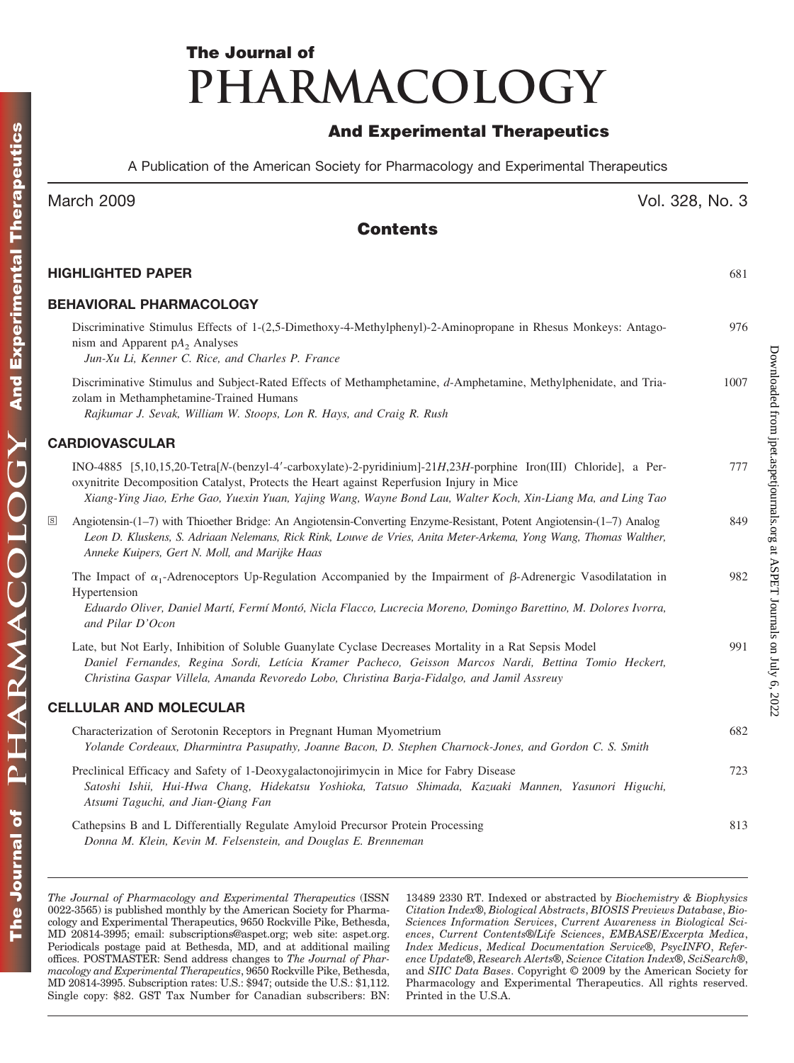# The Journal of PHARMACOLOGY And Experimental Therapeutics

A Publication of the American Society for Pharmacology and Experimental Therapeutics

March 2009 Vol. 328, No. 3

## Contents

### HIGHLIGHTED PAPER 681

### BEHAVIORAL PHARMACOLOGY

Discriminative Stimulus Effects of 1-(2,5-Dimethoxy-4-Methylphenyl)-2-Aminopropane in Rhesus Monkeys: Antagonism and Apparent $pA_2$ Analyses 976
*Jun-Xu Li, Kenner C. Rice, and Charles P. France*

Discriminative Stimulus and Subject-Rated Effects of Methamphetamine, *d*-Amphetamine, Methylphenidate, and Triazolam in Methamphetamine-Trained Humans 1007
*Rajkumar J. Sevak, William W. Stoops, Lon R. Hays, and Craig R. Rush*

### CARDIOVASCULAR

INO-4885 [5,10,15,20-Tetra[*N*-(benzyl-4′-carboxylate)-2-pyridinium]-21*H*,23*H*-porphine Iron(III) Chloride], a Peroxynitrite Decomposition Catalyst, Protects the Heart against Reperfusion Injury in Mice 777
*Xiang-Ying Jiao, Erhe Gao, Yuexin Yuan, Yajing Wang, Wayne Bond Lau, Walter Koch, Xin-Liang Ma, and Ling Tao*

S Angiotensin-(1–7) with Thioether Bridge: An Angiotensin-Converting Enzyme-Resistant, Potent Angiotensin-(1–7) Analog 849
*Leon D. Kluskens, S. Adriaan Nelemans, Rick Rink, Louwe de Vries, Anita Meter-Arkema, Yong Wang, Thomas Walther, Anneke Kuipers, Gert N. Moll, and Marijke Haas*

The Impact of $\alpha_1$-Adrenoceptors Up-Regulation Accompanied by the Impairment of $\beta$-Adrenergic Vasodilatation in Hypertension 982
*Eduardo Oliver, Daniel Martí, Fermí Montó, Nicla Flacco, Lucrecia Moreno, Domingo Barettino, M. Dolores Ivorra, and Pilar D'Ocon*

Late, but Not Early, Inhibition of Soluble Guanylate Cyclase Decreases Mortality in a Rat Sepsis Model 991
*Daniel Fernandes, Regina Sordi, Letícia Kramer Pacheco, Geisson Marcos Nardi, Bettina Tomio Heckert, Christina Gaspar Villela, Amanda Revoredo Lobo, Christina Barja-Fidalgo, and Jamil Assreuy*

### CELLULAR AND MOLECULAR

Characterization of Serotonin Receptors in Pregnant Human Myometrium 682
*Yolande Cordeaux, Dharmintra Pasupathy, Joanne Bacon, D. Stephen Charnock-Jones, and Gordon C. S. Smith*

Preclinical Efficacy and Safety of 1-Deoxygalactonojirimycin in Mice for Fabry Disease 723
*Satoshi Ishii, Hui-Hwa Chang, Hidekatsu Yoshioka, Tatsuo Shimada, Kazuaki Mannen, Yasunori Higuchi, Atsumi Taguchi, and Jian-Qiang Fan*

Cathepsins B and L Differentially Regulate Amyloid Precursor Protein Processing 813
*Donna M. Klein, Kevin M. Felsenstein, and Douglas E. Brenneman*

---

*The Journal of Pharmacology and Experimental Therapeutics* (ISSN 0022-3565) is published monthly by the American Society for Pharmacology and Experimental Therapeutics, 9650 Rockville Pike, Bethesda, MD 20814-3995; email: subscriptions@aspet.org; web site: aspet.org. Periodicals postage paid at Bethesda, MD, and at additional mailing offices. POSTMASTER: Send address changes to *The Journal of Pharmacology and Experimental Therapeutics*, 9650 Rockville Pike, Bethesda, MD 20814-3995. Subscription rates: U.S.: $947; outside the U.S.: $1,112. Single copy: $82. GST Tax Number for Canadian subscribers: BN: 13489 2330 RT. Indexed or abstracted by *Biochemistry & Biophysics Citation Index®*, *Biological Abstracts*, *BIOSIS Previews Database*, *BioSciences Information Services*, *Current Awareness in Biological Sciences*, *Current Contents®/Life Sciences*, *EMBASE/Excerpta Medica*, *Index Medicus*, *Medical Documentation Service®*, *PsycINFO*, *Reference Update®*, *Research Alerts®*, *Science Citation Index®*, *SciSearch®*, and *SIIC Data Bases*. Copyright © 2009 by the American Society for Pharmacology and Experimental Therapeutics. All rights reserved. Printed in the U.S.A.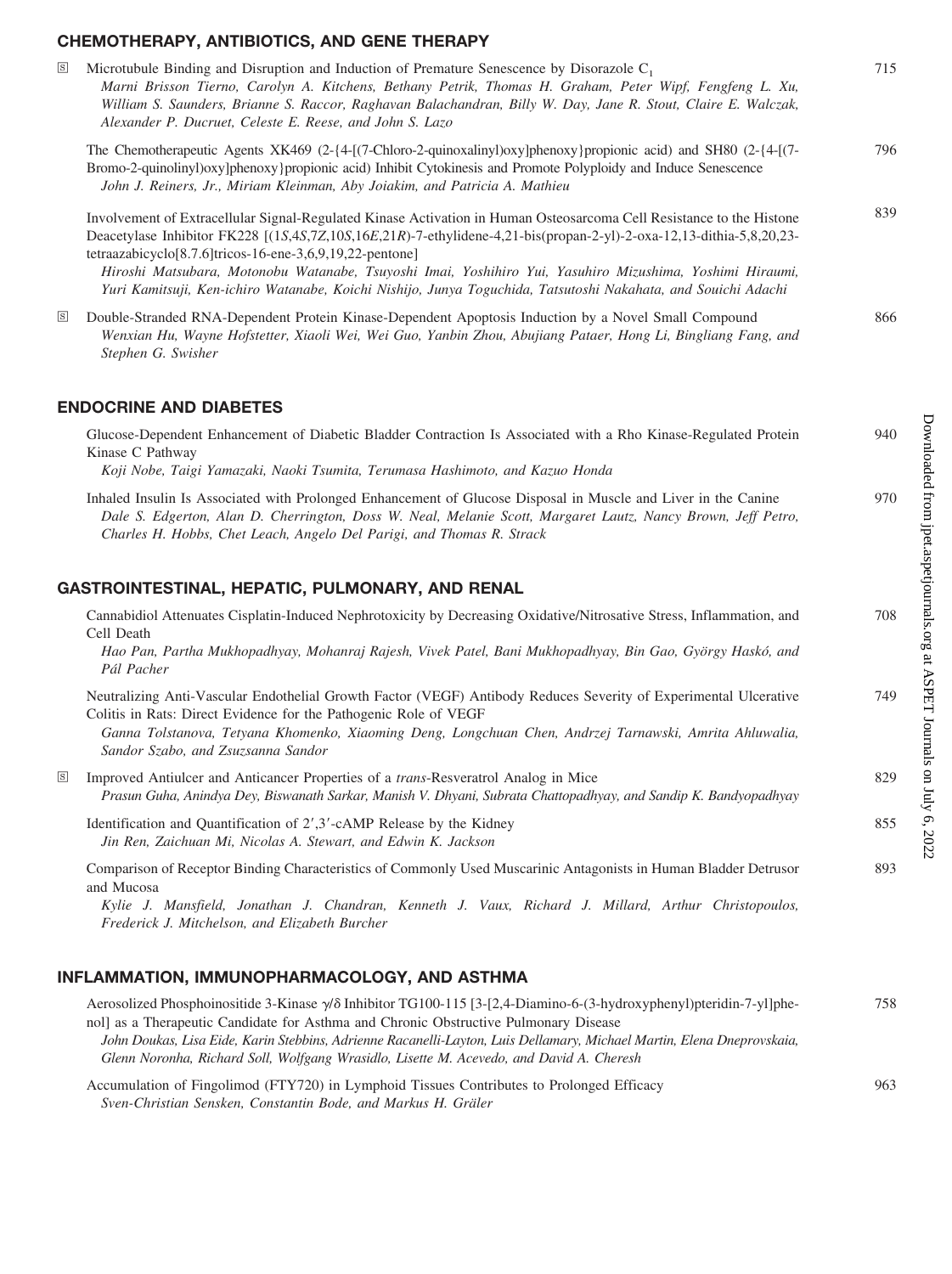## CHEMOTHERAPY, ANTIBIOTICS, AND GENE THERAPY

Ⓢ Microtubule Binding and Disruption and Induction of Premature Senescence by Disorazole $C_1$ — 715
*Marni Brisson Tierno, Carolyn A. Kitchens, Bethany Petrik, Thomas H. Graham, Peter Wipf, Fengfeng L. Xu, William S. Saunders, Brianne S. Raccor, Raghavan Balachandran, Billy W. Day, Jane R. Stout, Claire E. Walczak, Alexander P. Ducruet, Celeste E. Reese, and John S. Lazo*

The Chemotherapeutic Agents XK469 (2-{4-[(7-Chloro-2-quinoxalinyl)oxy]phenoxy}propionic acid) and SH80 (2-{4-[(7-Bromo-2-quinolinyl)oxy]phenoxy}propionic acid) Inhibit Cytokinesis and Promote Polyploidy and Induce Senescence — 796
*John J. Reiners, Jr., Miriam Kleinman, Aby Joiakim, and Patricia A. Mathieu*

Involvement of Extracellular Signal-Regulated Kinase Activation in Human Osteosarcoma Cell Resistance to the Histone Deacetylase Inhibitor FK228 [(1*S*,4*S*,7*Z*,10*S*,16*E*,21*R*)-7-ethylidene-4,21-bis(propan-2-yl)-2-oxa-12,13-dithia-5,8,20,23-tetraazabicyclo[8.7.6]tricos-16-ene-3,6,9,19,22-pentone] — 839
*Hiroshi Matsubara, Motonobu Watanabe, Tsuyoshi Imai, Yoshihiro Yui, Yasuhiro Mizushima, Yoshimi Hiraumi, Yuri Kamitsuji, Ken-ichiro Watanabe, Koichi Nishijo, Junya Toguchida, Tatsutoshi Nakahata, and Souichi Adachi*

Ⓢ Double-Stranded RNA-Dependent Protein Kinase-Dependent Apoptosis Induction by a Novel Small Compound — 866
*Wenxian Hu, Wayne Hofstetter, Xiaoli Wei, Wei Guo, Yanbin Zhou, Abujiang Pataer, Hong Li, Bingliang Fang, and Stephen G. Swisher*

## ENDOCRINE AND DIABETES

Glucose-Dependent Enhancement of Diabetic Bladder Contraction Is Associated with a Rho Kinase-Regulated Protein Kinase C Pathway — 940
*Koji Nobe, Taigi Yamazaki, Naoki Tsumita, Terumasa Hashimoto, and Kazuo Honda*

Inhaled Insulin Is Associated with Prolonged Enhancement of Glucose Disposal in Muscle and Liver in the Canine — 970
*Dale S. Edgerton, Alan D. Cherrington, Doss W. Neal, Melanie Scott, Margaret Lautz, Nancy Brown, Jeff Petro, Charles H. Hobbs, Chet Leach, Angelo Del Parigi, and Thomas R. Strack*

## GASTROINTESTINAL, HEPATIC, PULMONARY, AND RENAL

Cannabidiol Attenuates Cisplatin-Induced Nephrotoxicity by Decreasing Oxidative/Nitrosative Stress, Inflammation, and Cell Death — 708
*Hao Pan, Partha Mukhopadhyay, Mohanraj Rajesh, Vivek Patel, Bani Mukhopadhyay, Bin Gao, György Haskó, and Pál Pacher*

Neutralizing Anti-Vascular Endothelial Growth Factor (VEGF) Antibody Reduces Severity of Experimental Ulcerative Colitis in Rats: Direct Evidence for the Pathogenic Role of VEGF — 749
*Ganna Tolstanova, Tetyana Khomenko, Xiaoming Deng, Longchuan Chen, Andrzej Tarnawski, Amrita Ahluwalia, Sandor Szabo, and Zsuzsanna Sandor*

Ⓢ Improved Antiulcer and Anticancer Properties of a *trans*-Resveratrol Analog in Mice — 829
*Prasun Guha, Anindya Dey, Biswanath Sarkar, Manish V. Dhyani, Subrata Chattopadhyay, and Sandip K. Bandyopadhyay*

Identification and Quantification of 2′,3′-cAMP Release by the Kidney — 855
*Jin Ren, Zaichuan Mi, Nicolas A. Stewart, and Edwin K. Jackson*

Comparison of Receptor Binding Characteristics of Commonly Used Muscarinic Antagonists in Human Bladder Detrusor and Mucosa — 893
*Kylie J. Mansfield, Jonathan J. Chandran, Kenneth J. Vaux, Richard J. Millard, Arthur Christopoulos, Frederick J. Mitchelson, and Elizabeth Burcher*

## INFLAMMATION, IMMUNOPHARMACOLOGY, AND ASTHMA

Aerosolized Phosphoinositide 3-Kinase γ/δ Inhibitor TG100-115 [3-[2,4-Diamino-6-(3-hydroxyphenyl)pteridin-7-yl]phenol] as a Therapeutic Candidate for Asthma and Chronic Obstructive Pulmonary Disease — 758
*John Doukas, Lisa Eide, Karin Stebbins, Adrienne Racanelli-Layton, Luis Dellamary, Michael Martin, Elena Dneprovskaia, Glenn Noronha, Richard Soll, Wolfgang Wrasidlo, Lisette M. Acevedo, and David A. Cheresh*

Accumulation of Fingolimod (FTY720) in Lymphoid Tissues Contributes to Prolonged Efficacy — 963
*Sven-Christian Sensken, Constantin Bode, and Markus H. Gräler*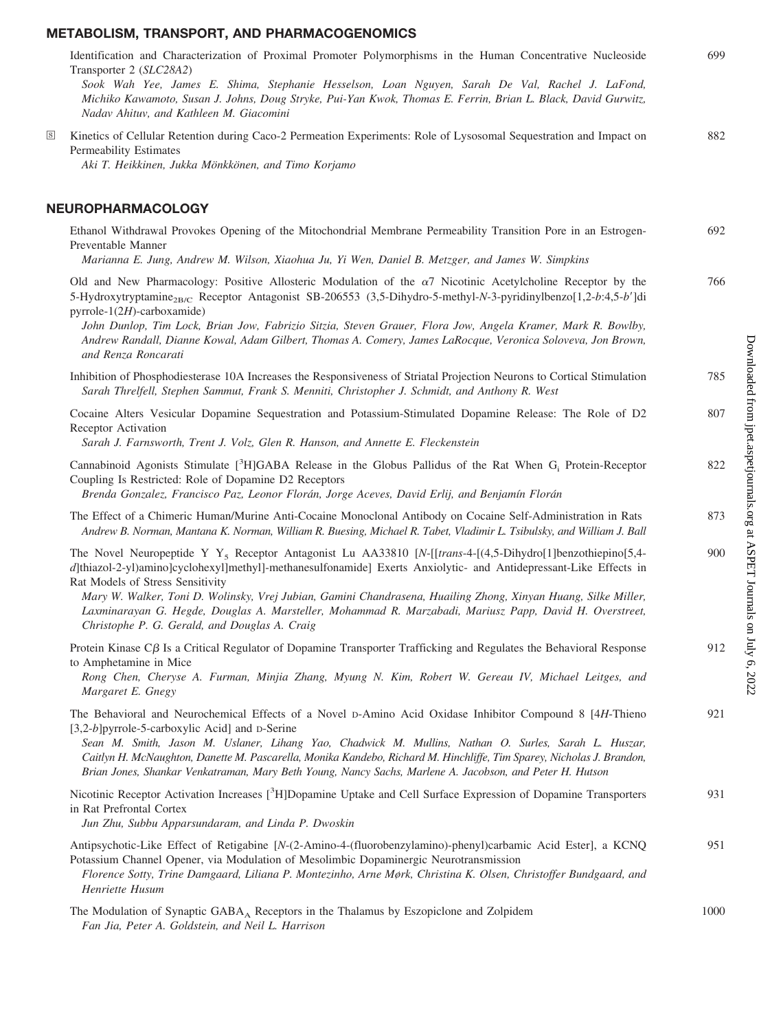## METABOLISM, TRANSPORT, AND PHARMACOGENOMICS

Identification and Characterization of Proximal Promoter Polymorphisms in the Human Concentrative Nucleoside Transporter 2 (*SLC28A2*) 699
*Sook Wah Yee, James E. Shima, Stephanie Hesselson, Loan Nguyen, Sarah De Val, Rachel J. LaFond, Michiko Kawamoto, Susan J. Johns, Doug Stryke, Pui-Yan Kwok, Thomas E. Ferrin, Brian L. Black, David Gurwitz, Nadav Ahituv, and Kathleen M. Giacomini*

S Kinetics of Cellular Retention during Caco-2 Permeation Experiments: Role of Lysosomal Sequestration and Impact on Permeability Estimates 882
*Aki T. Heikkinen, Jukka Mönkkönen, and Timo Korjamo*

## NEUROPHARMACOLOGY

Ethanol Withdrawal Provokes Opening of the Mitochondrial Membrane Permeability Transition Pore in an Estrogen-Preventable Manner 692
*Marianna E. Jung, Andrew M. Wilson, Xiaohua Ju, Yi Wen, Daniel B. Metzger, and James W. Simpkins*

Old and New Pharmacology: Positive Allosteric Modulation of the α7 Nicotinic Acetylcholine Receptor by the 5-Hydroxytryptamine$_{2B/C}$ Receptor Antagonist SB-206553 (3,5-Dihydro-5-methyl-*N*-3-pyridinylbenzo[1,2-*b*:4,5-*b*′]di pyrrole-1(2*H*)-carboxamide) 766
*John Dunlop, Tim Lock, Brian Jow, Fabrizio Sitzia, Steven Grauer, Flora Jow, Angela Kramer, Mark R. Bowlby, Andrew Randall, Dianne Kowal, Adam Gilbert, Thomas A. Comery, James LaRocque, Veronica Soloveva, Jon Brown, and Renza Roncarati*

Inhibition of Phosphodiesterase 10A Increases the Responsiveness of Striatal Projection Neurons to Cortical Stimulation 785
*Sarah Threlfell, Stephen Sammut, Frank S. Menniti, Christopher J. Schmidt, and Anthony R. West*

Cocaine Alters Vesicular Dopamine Sequestration and Potassium-Stimulated Dopamine Release: The Role of D2 Receptor Activation 807
*Sarah J. Farnsworth, Trent J. Volz, Glen R. Hanson, and Annette E. Fleckenstein*

Cannabinoid Agonists Stimulate [$^3$H]GABA Release in the Globus Pallidus of the Rat When G$_i$ Protein-Receptor Coupling Is Restricted: Role of Dopamine D2 Receptors 822
*Brenda Gonzalez, Francisco Paz, Leonor Florán, Jorge Aceves, David Erlij, and Benjamín Florán*

The Effect of a Chimeric Human/Murine Anti-Cocaine Monoclonal Antibody on Cocaine Self-Administration in Rats 873
*Andrew B. Norman, Mantana K. Norman, William R. Buesing, Michael R. Tabet, Vladimir L. Tsibulsky, and William J. Ball*

The Novel Neuropeptide Y Y$_5$ Receptor Antagonist Lu AA33810 [*N*-[[*trans*-4-[(4,5-Dihydro[1]benzothiepino[5,4-*d*]thiazol-2-yl)amino]cyclohexyl]methyl]-methanesulfonamide] Exerts Anxiolytic- and Antidepressant-Like Effects in Rat Models of Stress Sensitivity 900
*Mary W. Walker, Toni D. Wolinsky, Vrej Jubian, Gamini Chandrasena, Huailing Zhong, Xinyan Huang, Silke Miller, Laxminarayan G. Hegde, Douglas A. Marsteller, Mohammad R. Marzabadi, Mariusz Papp, David H. Overstreet, Christophe P. G. Gerald, and Douglas A. Craig*

Protein Kinase Cβ Is a Critical Regulator of Dopamine Transporter Trafficking and Regulates the Behavioral Response to Amphetamine in Mice 912
*Rong Chen, Cheryse A. Furman, Minjia Zhang, Myung N. Kim, Robert W. Gereau IV, Michael Leitges, and Margaret E. Gnegy*

The Behavioral and Neurochemical Effects of a Novel D-Amino Acid Oxidase Inhibitor Compound 8 [4*H*-Thieno [3,2-*b*]pyrrole-5-carboxylic Acid] and D-Serine 921
*Sean M. Smith, Jason M. Uslaner, Lihang Yao, Chadwick M. Mullins, Nathan O. Surles, Sarah L. Huszar, Caitlyn H. McNaughton, Danette M. Pascarella, Monika Kandebo, Richard M. Hinchliffe, Tim Sparey, Nicholas J. Brandon, Brian Jones, Shankar Venkatraman, Mary Beth Young, Nancy Sachs, Marlene A. Jacobson, and Peter H. Hutson*

Nicotinic Receptor Activation Increases [$^3$H]Dopamine Uptake and Cell Surface Expression of Dopamine Transporters in Rat Prefrontal Cortex 931
*Jun Zhu, Subbu Apparsundaram, and Linda P. Dwoskin*

Antipsychotic-Like Effect of Retigabine [*N*-(2-Amino-4-(fluorobenzylamino)-phenyl)carbamic Acid Ester], a KCNQ Potassium Channel Opener, via Modulation of Mesolimbic Dopaminergic Neurotransmission 951
*Florence Sotty, Trine Damgaard, Liliana P. Montezinho, Arne Mørk, Christina K. Olsen, Christoffer Bundgaard, and Henriette Husum*

The Modulation of Synaptic GABA$_A$ Receptors in the Thalamus by Eszopiclone and Zolpidem 1000
*Fan Jia, Peter A. Goldstein, and Neil L. Harrison*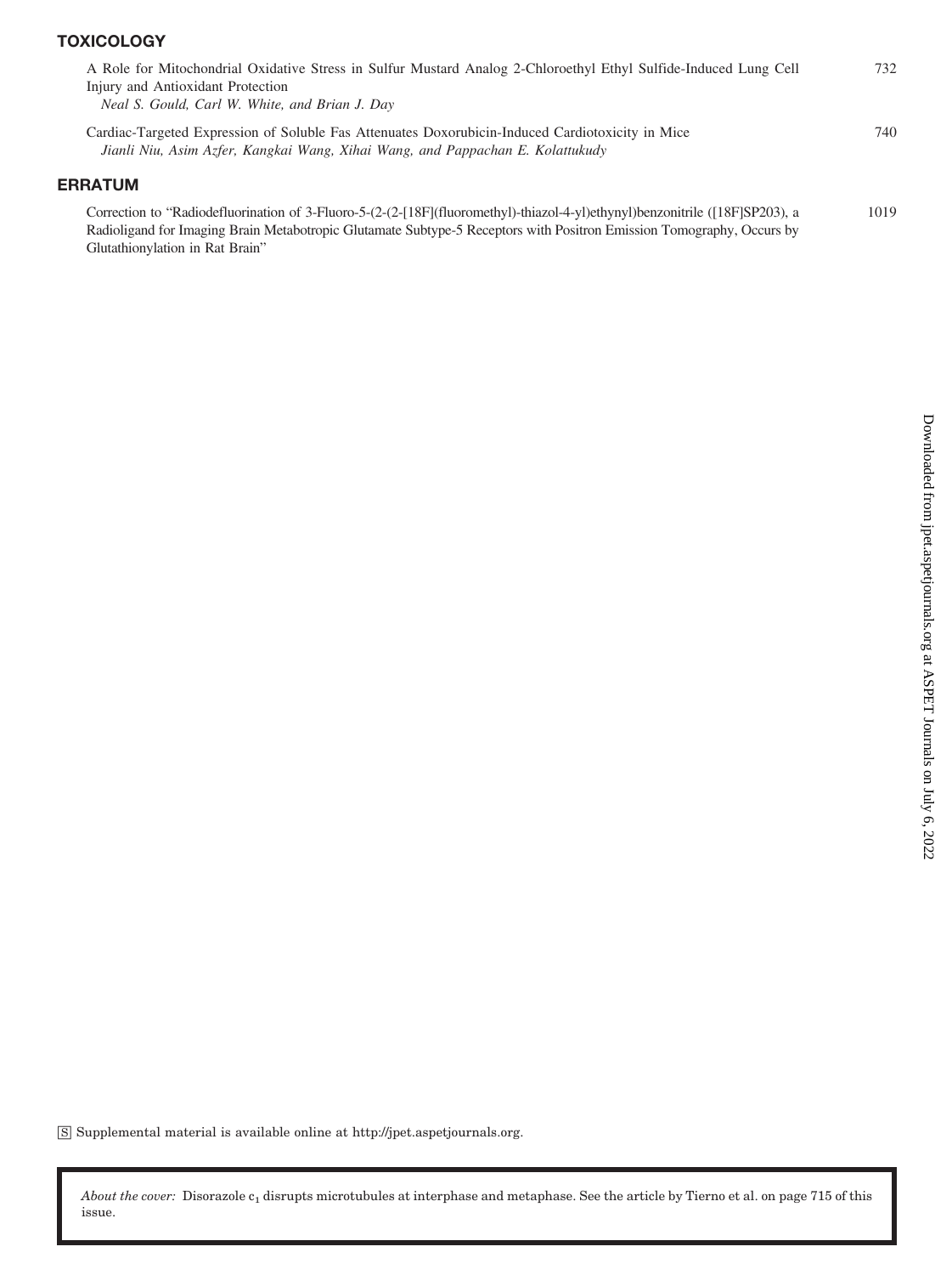## TOXICOLOGY

A Role for Mitochondrial Oxidative Stress in Sulfur Mustard Analog 2-Chloroethyl Ethyl Sulfide-Induced Lung Cell Injury and Antioxidant Protection — 732
*Neal S. Gould, Carl W. White, and Brian J. Day*

Cardiac-Targeted Expression of Soluble Fas Attenuates Doxorubicin-Induced Cardiotoxicity in Mice — 740
*Jianli Niu, Asim Azfer, Kangkai Wang, Xihai Wang, and Pappachan E. Kolattukudy*

## ERRATUM

Correction to "Radiodefluorination of 3-Fluoro-5-(2-(2-[18F](fluoromethyl)-thiazol-4-yl)ethynyl)benzonitrile ([18F]SP203), a Radioligand for Imaging Brain Metabotropic Glutamate Subtype-5 Receptors with Positron Emission Tomography, Occurs by Glutathionylation in Rat Brain" — 1019

S Supplemental material is available online at http://jpet.aspetjournals.org.

*About the cover:* Disorazole $c_1$ disrupts microtubules at interphase and metaphase. See the article by Tierno et al. on page 715 of this issue.